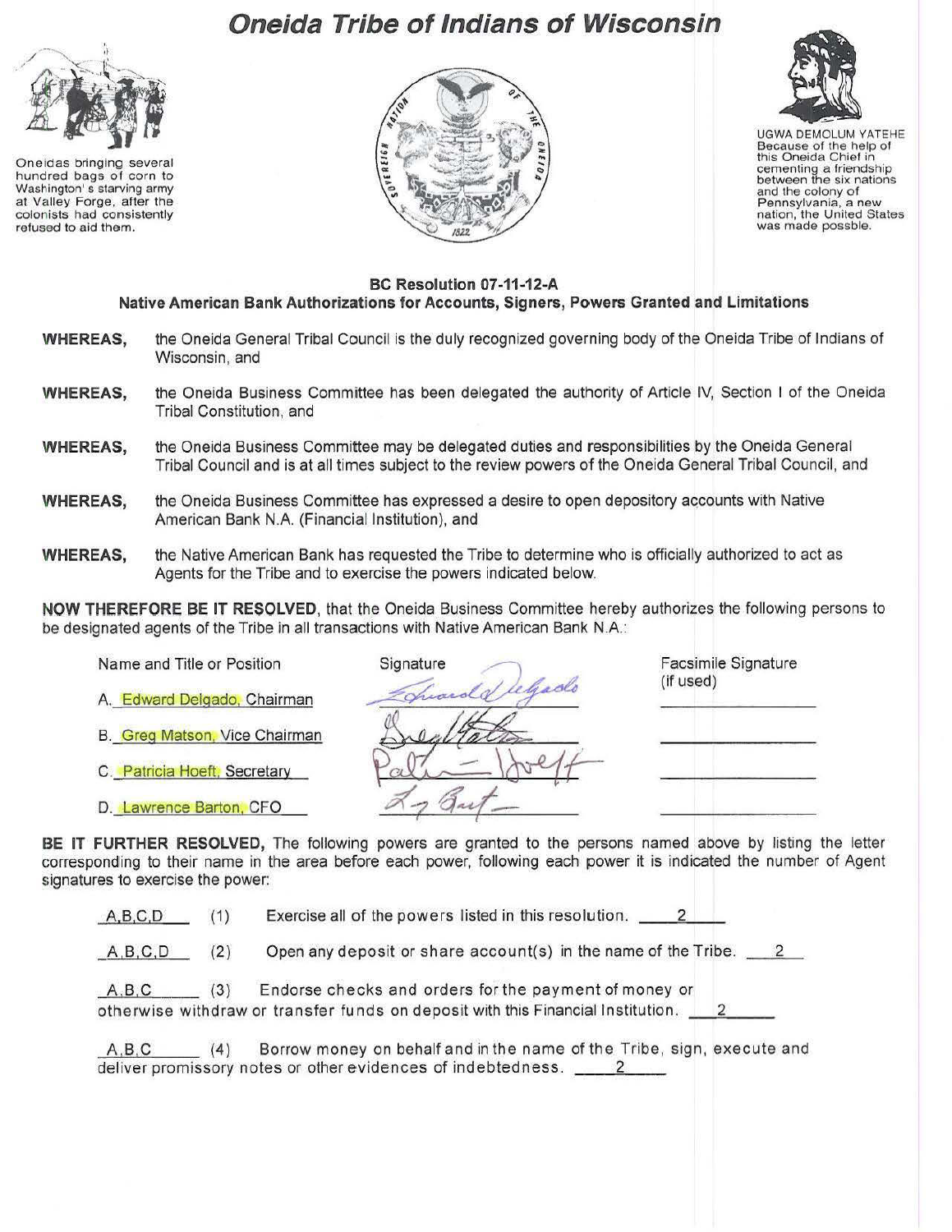# Oneida Tribe of Indians of Wisconsin

Oneidas bringing several hundred bags of corn to Washington's starving army at Valley Forge, after the colonists had consistently refused to aid them.

UGWA DEMOLUM YATEHE
Because of the help of this Oneida Chief in cementing a friendship between the six nations and the colony of Pennsylvania, a new nation, the United States was made possble.

**BC Resolution 07-11-12-A**
**Native American Bank Authorizations for Accounts, Signers, Powers Granted and Limitations**

**WHEREAS,** the Oneida General Tribal Council is the duly recognized governing body of the Oneida Tribe of Indians of Wisconsin, and

**WHEREAS,** the Oneida Business Committee has been delegated the authority of Article IV, Section I of the Oneida Tribal Constitution, and

**WHEREAS,** the Oneida Business Committee may be delegated duties and responsibilities by the Oneida General Tribal Council and is at all times subject to the review powers of the Oneida General Tribal Council, and

**WHEREAS,** the Oneida Business Committee has expressed a desire to open depository accounts with Native American Bank N.A. (Financial Institution), and

**WHEREAS,** the Native American Bank has requested the Tribe to determine who is officially authorized to act as Agents for the Tribe and to exercise the powers indicated below.

**NOW THEREFORE BE IT RESOLVED**, that the Oneida Business Committee hereby authorizes the following persons to be designated agents of the Tribe in all transactions with Native American Bank N.A.:

| Name and Title or Position | Signature | Facsimile Signature (if used) |
|---|---|---|
| A. Edward Delgado, Chairman | [signature] | |
| B. Greg Matson, Vice Chairman | [signature] | |
| C. Patricia Hoeft, Secretary | [signature] | |
| D. Lawrence Barton, CFO | [signature] | |

**BE IT FURTHER RESOLVED,** The following powers are granted to the persons named above by listing the letter corresponding to their name in the area before each power, following each power it is indicated the number of Agent signatures to exercise the power:

A,B,C,D (1) Exercise all of the powers listed in this resolution. 2

A,B,C,D (2) Open any deposit or share account(s) in the name of the Tribe. 2

A,B,C (3) Endorse checks and orders for the payment of money or otherwise withdraw or transfer funds on deposit with this Financial Institution. 2

A,B,C (4) Borrow money on behalf and in the name of the Tribe, sign, execute and deliver promissory notes or other evidences of indebtedness. 2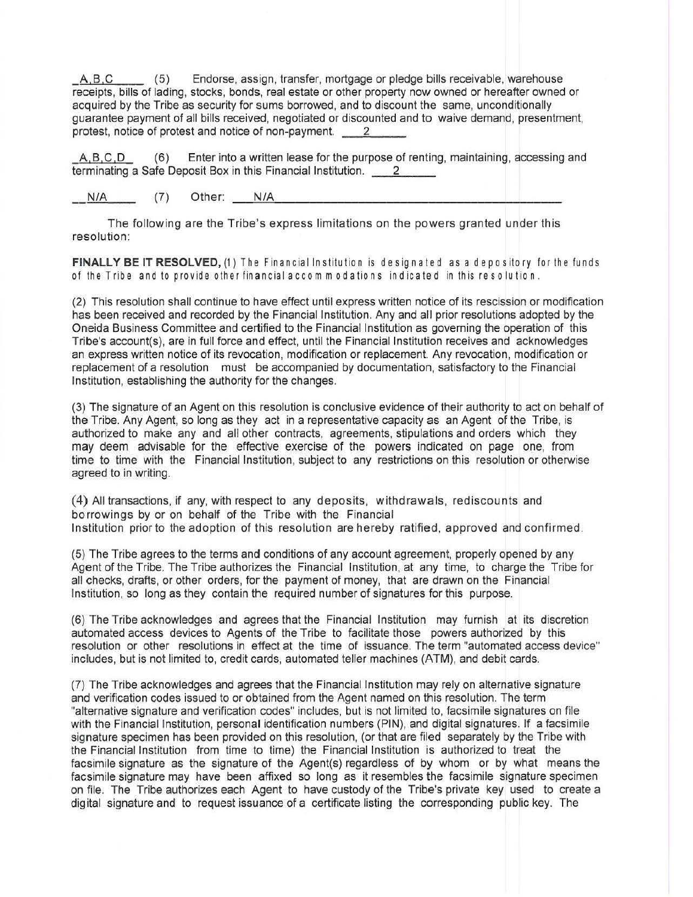_A,B,C_____ (5) Endorse, assign, transfer, mortgage or pledge bills receivable, warehouse receipts, bills of lading, stocks, bonds, real estate or other property now owned or hereafter owned or acquired by the Tribe as security for sums borrowed, and to discount the same, unconditionally guarantee payment of all bills received, negotiated or discounted and to waive demand, presentment, protest, notice of protest and notice of non-payment. ___2_____

_A,B,C,D_ (6) Enter into a written lease for the purpose of renting, maintaining, accessing and terminating a Safe Deposit Box in this Financial Institution. ___2_____

__N/A____ (7) Other: ___N/A_______________________________________________

The following are the Tribe's express limitations on the powers granted under this resolution:

**FINALLY BE IT RESOLVED,** (1) The Financial Institution is designated as a depository for the funds of the Tribe and to provide other financial accommodations indicated in this resolution.

(2) This resolution shall continue to have effect until express written notice of its rescission or modification has been received and recorded by the Financial Institution. Any and all prior resolutions adopted by the Oneida Business Committee and certified to the Financial Institution as governing the operation of this Tribe's account(s), are in full force and effect, until the Financial Institution receives and acknowledges an express written notice of its revocation, modification or replacement. Any revocation, modification or replacement of a resolution must be accompanied by documentation, satisfactory to the Financial Institution, establishing the authority for the changes.

(3) The signature of an Agent on this resolution is conclusive evidence of their authority to act on behalf of the Tribe. Any Agent, so long as they act in a representative capacity as an Agent of the Tribe, is authorized to make any and all other contracts, agreements, stipulations and orders which they may deem advisable for the effective exercise of the powers indicated on page one, from time to time with the Financial Institution, subject to any restrictions on this resolution or otherwise agreed to in writing.

(4) All transactions, if any, with respect to any deposits, withdrawals, rediscounts and borrowings by or on behalf of the Tribe with the Financial Institution prior to the adoption of this resolution are hereby ratified, approved and confirmed.

(5) The Tribe agrees to the terms and conditions of any account agreement, properly opened by any Agent of the Tribe. The Tribe authorizes the Financial Institution, at any time, to charge the Tribe for all checks, drafts, or other orders, for the payment of money, that are drawn on the Financial Institution, so long as they contain the required number of signatures for this purpose.

(6) The Tribe acknowledges and agrees that the Financial Institution may furnish at its discretion automated access devices to Agents of the Tribe to facilitate those powers authorized by this resolution or other resolutions in effect at the time of issuance. The term "automated access device" includes, but is not limited to, credit cards, automated teller machines (ATM), and debit cards.

(7) The Tribe acknowledges and agrees that the Financial Institution may rely on alternative signature and verification codes issued to or obtained from the Agent named on this resolution. The term "alternative signature and verification codes" includes, but is not limited to, facsimile signatures on file with the Financial Institution, personal identification numbers (PIN), and digital signatures. If a facsimile signature specimen has been provided on this resolution, (or that are filed separately by the Tribe with the Financial Institution from time to time) the Financial Institution is authorized to treat the facsimile signature as the signature of the Agent(s) regardless of by whom or by what means the facsimile signature may have been affixed so long as it resembles the facsimile signature specimen on file. The Tribe authorizes each Agent to have custody of the Tribe's private key used to create a digital signature and to request issuance of a certificate listing the corresponding public key. The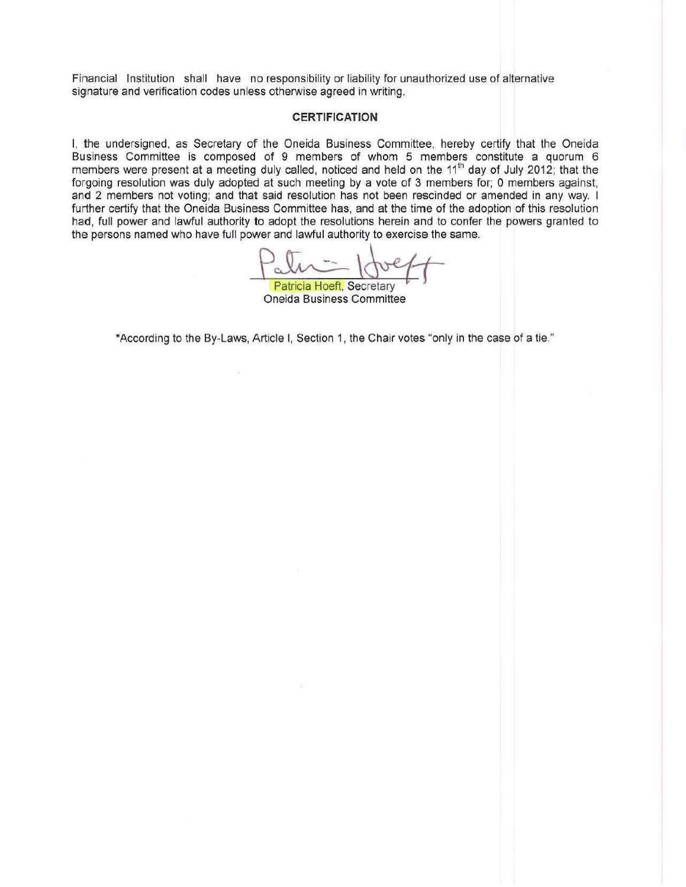Financial Institution shall have no responsibility or liability for unauthorized use of alternative signature and verification codes unless otherwise agreed in writing.

**CERTIFICATION**

I, the undersigned, as Secretary of the Oneida Business Committee, hereby certify that the Oneida Business Committee is composed of 9 members of whom 5 members constitute a quorum 6 members were present at a meeting duly called, noticed and held on the 11th day of July 2012; that the forgoing resolution was duly adopted at such meeting by a vote of 3 members for; 0 members against, and 2 members not voting; and that said resolution has not been rescinded or amended in any way. I further certify that the Oneida Business Committee has, and at the time of the adoption of this resolution had, full power and lawful authority to adopt the resolutions herein and to confer the powers granted to the persons named who have full power and lawful authority to exercise the same.

Patricia Hoeft, Secretary
Oneida Business Committee

*According to the By-Laws, Article I, Section 1, the Chair votes "only in the case of a tie."